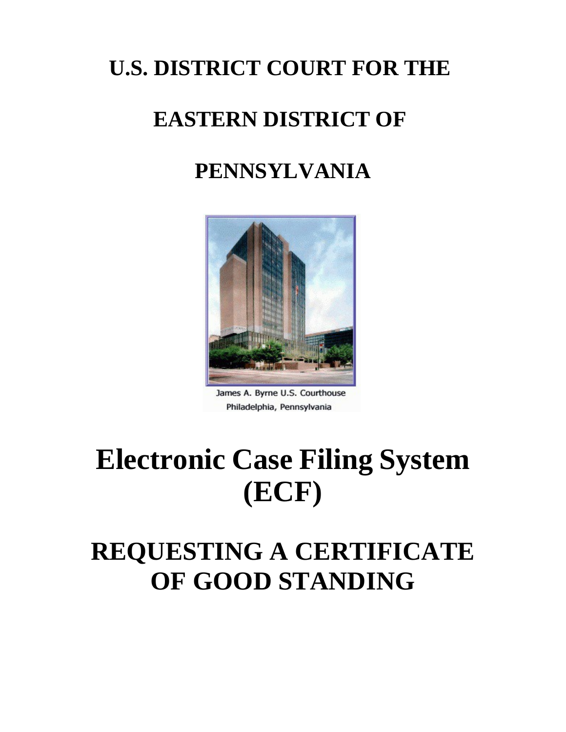# U.S. DISTRICT COURT FOR THE

# EASTERN DISTRICT OF

# PENNSYLVANIA

James A. Byrne U.S. Courthouse
Philadelphia, Pennsylvania

# Electronic Case Filing System (ECF)

# REQUESTING A CERTIFICATE OF GOOD STANDING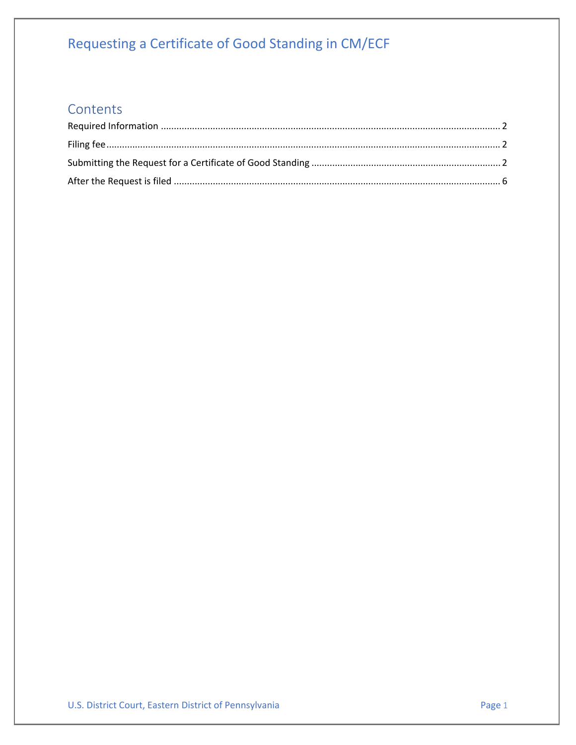# Requesting a Certificate of Good Standing in CM/ECF

## Contents

Required Information ........................................................................................................................ 2

Filing fee ........................................................................................................................................... 2

Submitting the Request for a Certificate of Good Standing ............................................................ 2

After the Request is filed ................................................................................................................. 6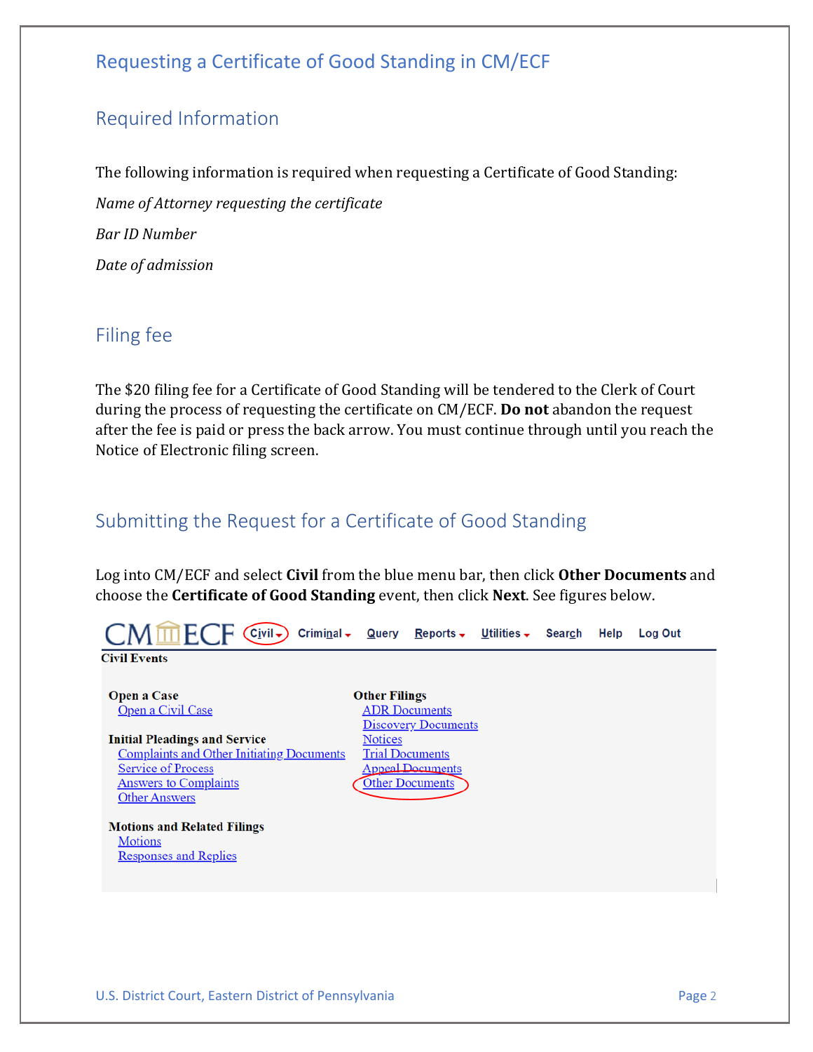# Requesting a Certificate of Good Standing in CM/ECF

## Required Information

The following information is required when requesting a Certificate of Good Standing:

*Name of Attorney requesting the certificate*

*Bar ID Number*

*Date of admission*

## Filing fee

The $20 filing fee for a Certificate of Good Standing will be tendered to the Clerk of Court during the process of requesting the certificate on CM/ECF. **Do not** abandon the request after the fee is paid or press the back arrow. You must continue through until you reach the Notice of Electronic filing screen.

## Submitting the Request for a Certificate of Good Standing

Log into CM/ECF and select **Civil** from the blue menu bar, then click **Other Documents** and choose the **Certificate of Good Standing** event, then click **Next**. See figures below.

CM/ECF Civil Criminal Query Reports Utilities Search Help Log Out

**Civil Events**

**Open a Case**
- Open a Civil Case

**Initial Pleadings and Service**
- Complaints and Other Initiating Documents
- Service of Process
- Answers to Complaints
- Other Answers

**Motions and Related Filings**
- Motions
- Responses and Replies

**Other Filings**
- ADR Documents
- Discovery Documents
- Notices
- Trial Documents
- Appeal Documents
- Other Documents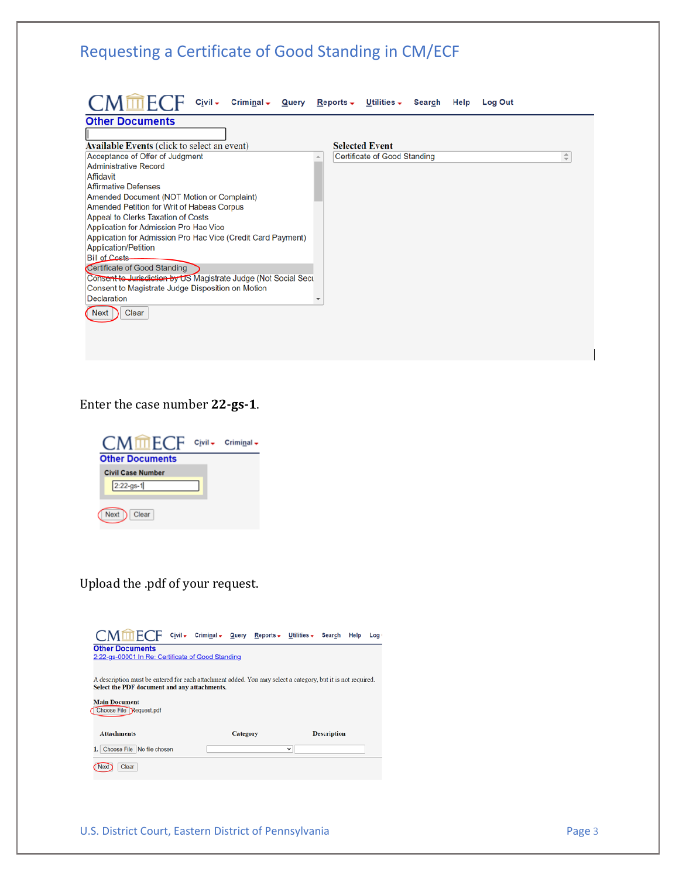## Requesting a Certificate of Good Standing in CM/ECF

Enter the case number **22-gs-1**.

Upload the .pdf of your request.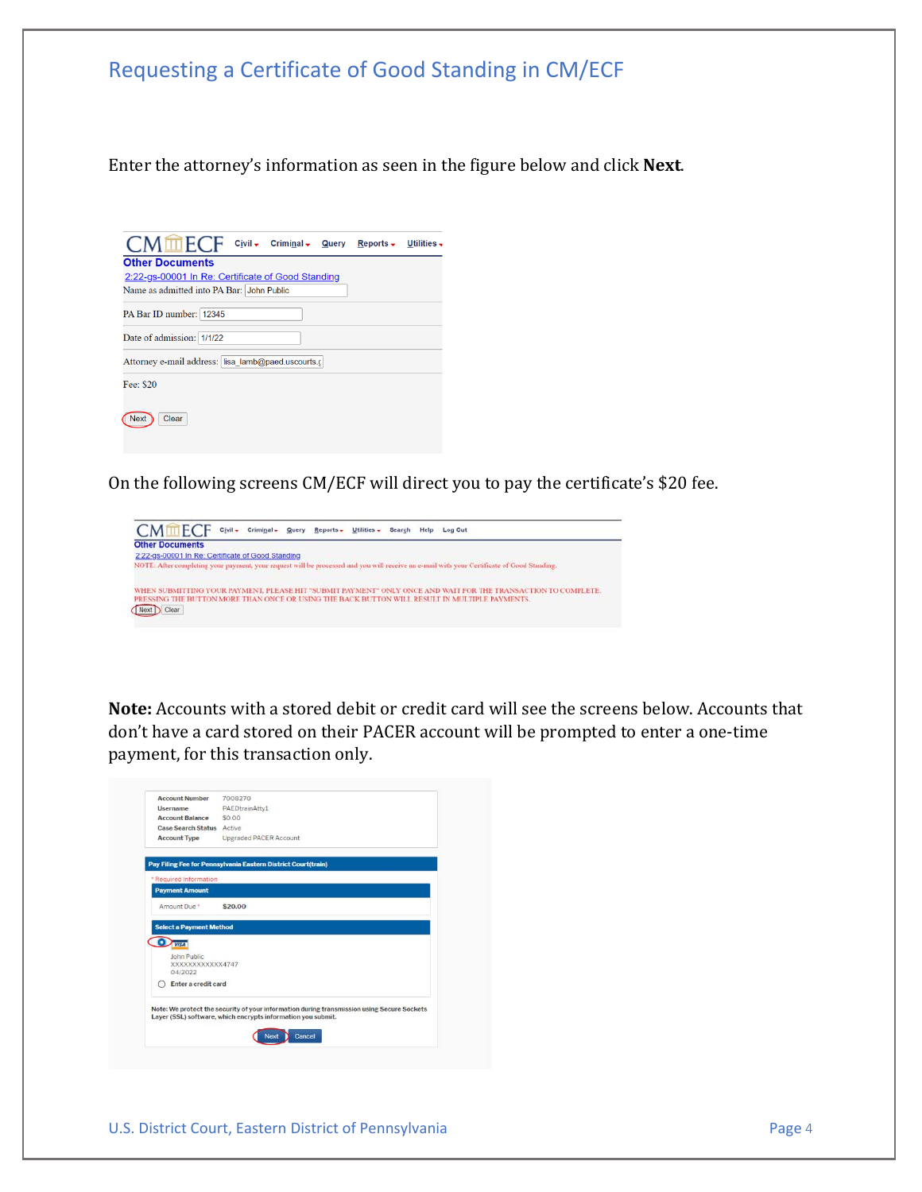## Requesting a Certificate of Good Standing in CM/ECF

Enter the attorney's information as seen in the figure below and click **Next**.

On the following screens CM/ECF will direct you to pay the certificate's $20 fee.

**Note:** Accounts with a stored debit or credit card will see the screens below. Accounts that don't have a card stored on their PACER account will be prompted to enter a one-time payment, for this transaction only.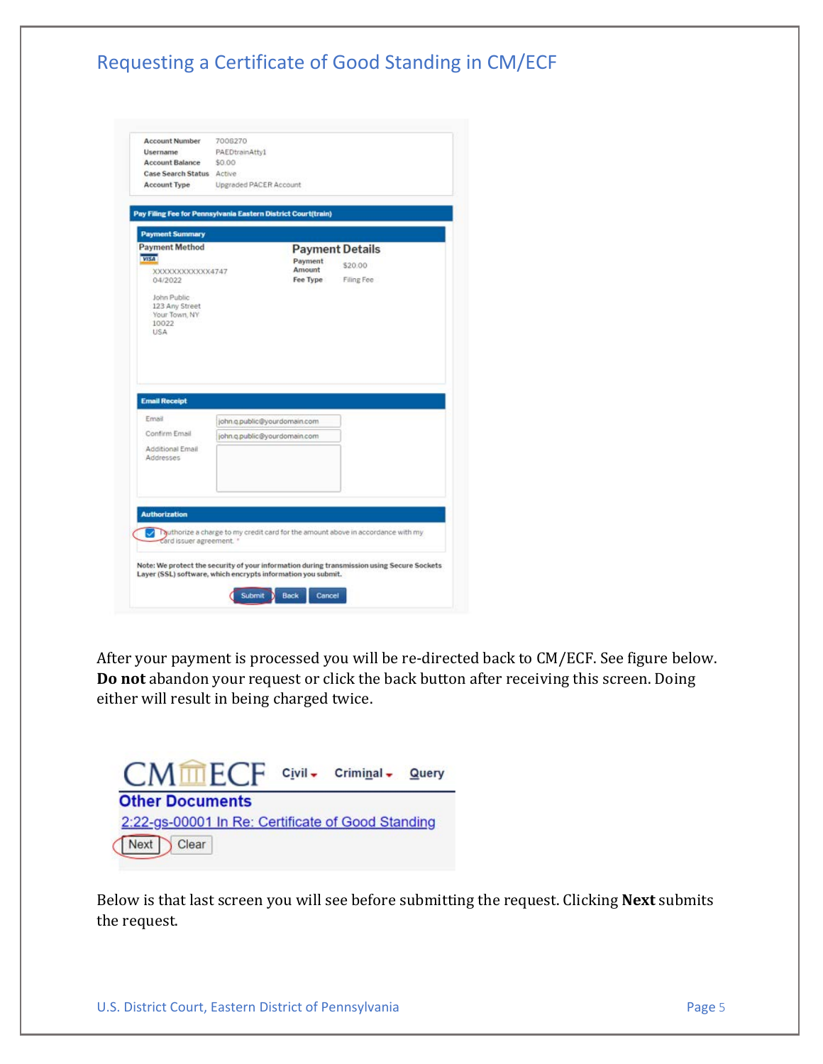## Requesting a Certificate of Good Standing in CM/ECF

| | |
|---|---|
| Account Number | 7008270 |
| Username | PAEDtrainAtty1 |
| Account Balance | $0.00 |
| Case Search Status | Active |
| Account Type | Upgraded PACER Account |

**Pay Filing Fee for Pennsylvania Eastern District Court(train)**

**Payment Summary**

Payment Method

VISA
XXXXXXXXXXXX4747
04/2022

John Public
123 Any Street
Your Town, NY
10022
USA

Payment Details

| | |
|---|---|
| Payment Amount | $20.00 |
| Fee Type | Filing Fee |

**Email Receipt**

Email: john.q.public@yourdomain.com
Confirm Email: john.q.public@yourdomain.com
Additional Email Addresses

**Authorization**

☑ I authorize a charge to my credit card for the amount above in accordance with my card issuer agreement. *

Note: We protect the security of your information during transmission using Secure Sockets Layer (SSL) software, which encrypts information you submit.

Submit | Back | Cancel

After your payment is processed you will be re-directed back to CM/ECF. See figure below. **Do not** abandon your request or click the back button after receiving this screen. Doing either will result in being charged twice.

CM/ECF Civil Criminal Query

**Other Documents**

2:22-gs-00001 In Re: Certificate of Good Standing

Next | Clear

Below is that last screen you will see before submitting the request. Clicking **Next** submits the request.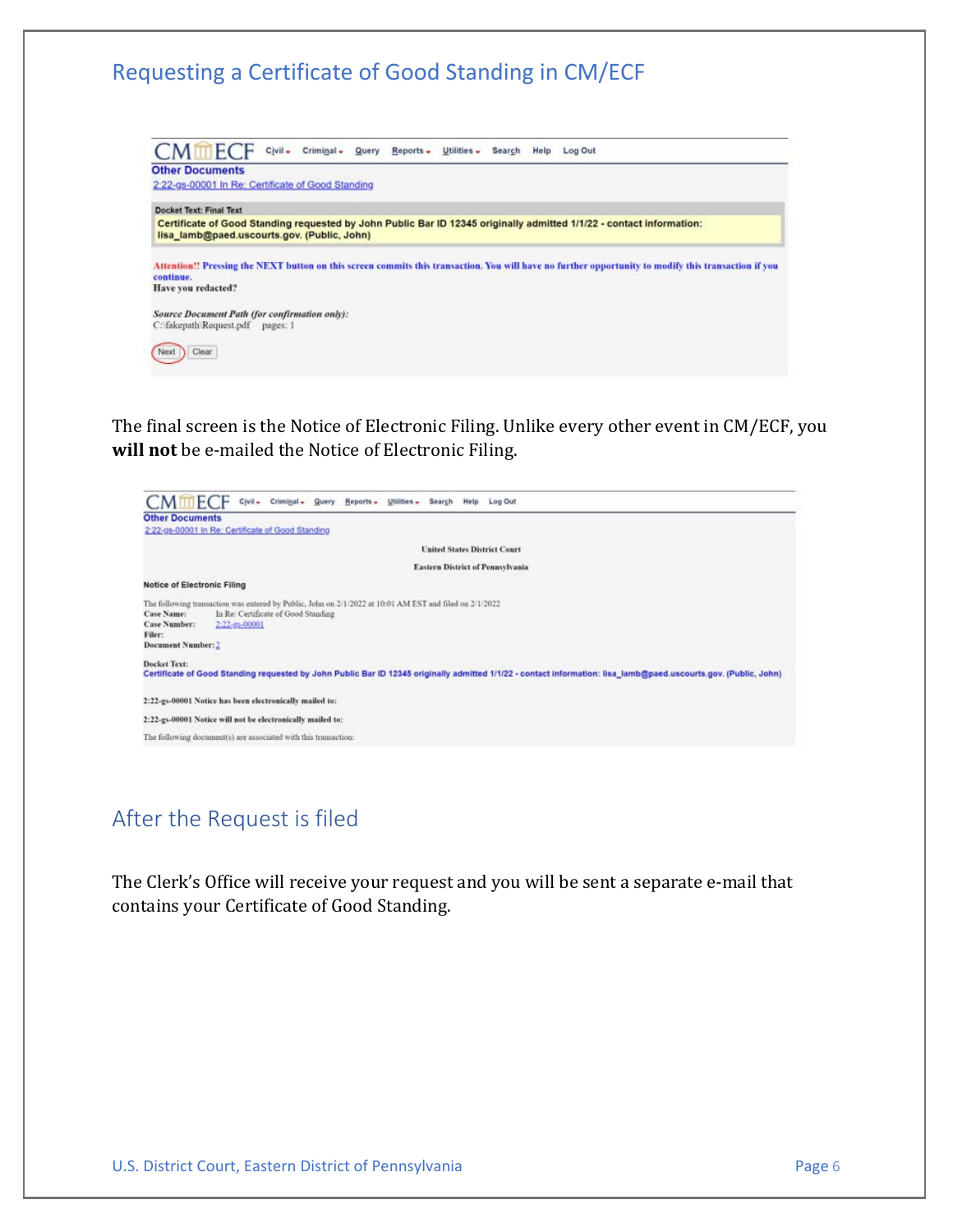## Requesting a Certificate of Good Standing in CM/ECF

CM/ECF Civil Criminal Query Reports Utilities Search Help Log Out

**Other Documents**

2:22-gs-00001 In Re: Certificate of Good Standing

**Docket Text: Final Text**

**Certificate of Good Standing requested by John Public Bar ID 12345 originally admitted 1/1/22 - contact information: lisa_lamb@paed.uscourts.gov. (Public, John)**

**Attention!! Pressing the NEXT button on this screen commits this transaction. You will have no further opportunity to modify this transaction if you continue.**
**Have you redacted?**

***Source Document Path (for confirmation only):***
C:\fakepath\Request.pdf pages: 1

Next Clear

The final screen is the Notice of Electronic Filing. Unlike every other event in CM/ECF, you **will not** be e-mailed the Notice of Electronic Filing.

CM/ECF Civil Criminal Query Reports Utilities Search Help Log Out

**Other Documents**

2:22-gs-00001 In Re: Certificate of Good Standing

**United States District Court**

**Eastern District of Pennsylvania**

**Notice of Electronic Filing**

The following transaction was entered by Public, John on 2/1/2022 at 10:01 AM EST and filed on 2/1/2022
**Case Name:** In Re: Certificate of Good Standing
**Case Number:** 2:22-gs-00001
**Filer:**
**Document Number:** 2

**Docket Text:**
**Certificate of Good Standing requested by John Public Bar ID 12345 originally admitted 1/1/22 - contact information: lisa_lamb@paed.uscourts.gov. (Public, John)**

**2:22-gs-00001 Notice has been electronically mailed to:**

**2:22-gs-00001 Notice will not be electronically mailed to:**

The following document(s) are associated with this transaction:

## After the Request is filed

The Clerk's Office will receive your request and you will be sent a separate e-mail that contains your Certificate of Good Standing.